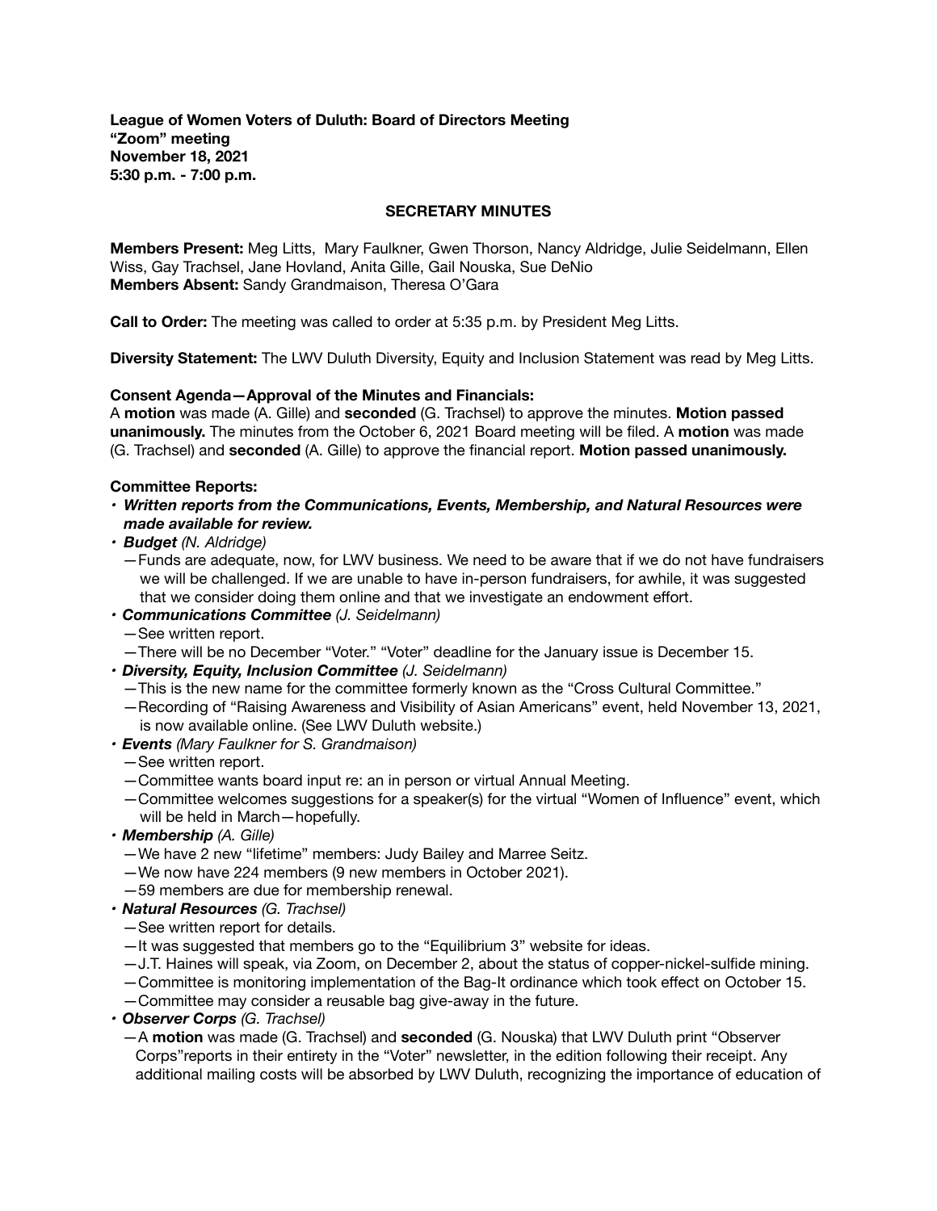**League of Women Voters of Duluth: Board of Directors Meeting**
**"Zoom" meeting**
**November 18, 2021**
**5:30 p.m. - 7:00 p.m.**

**SECRETARY MINUTES**

**Members Present:** Meg Litts, Mary Faulkner, Gwen Thorson, Nancy Aldridge, Julie Seidelmann, Ellen Wiss, Gay Trachsel, Jane Hovland, Anita Gille, Gail Nouska, Sue DeNio
**Members Absent:** Sandy Grandmaison, Theresa O'Gara

**Call to Order:** The meeting was called to order at 5:35 p.m. by President Meg Litts.

**Diversity Statement:** The LWV Duluth Diversity, Equity and Inclusion Statement was read by Meg Litts.

**Consent Agenda—Approval of the Minutes and Financials:**
A **motion** was made (A. Gille) and **seconded** (G. Trachsel) to approve the minutes. **Motion passed unanimously.** The minutes from the October 6, 2021 Board meeting will be filed. A **motion** was made (G. Trachsel) and **seconded** (A. Gille) to approve the financial report. **Motion passed unanimously.**

**Committee Reports:**

- ***Written reports from the Communications, Events, Membership, and Natural Resources were made available for review.***
- ***Budget*** *(N. Aldridge)*
  —Funds are adequate, now, for LWV business. We need to be aware that if we do not have fundraisers we will be challenged. If we are unable to have in-person fundraisers, for awhile, it was suggested that we consider doing them online and that we investigate an endowment effort.
- ***Communications Committee*** *(J. Seidelmann)*
  —See written report.
  —There will be no December "Voter." "Voter" deadline for the January issue is December 15.
- ***Diversity, Equity, Inclusion Committee*** *(J. Seidelmann)*
  —This is the new name for the committee formerly known as the "Cross Cultural Committee."
  —Recording of "Raising Awareness and Visibility of Asian Americans" event, held November 13, 2021, is now available online. (See LWV Duluth website.)
- ***Events*** *(Mary Faulkner for S. Grandmaison)*
  —See written report.
  —Committee wants board input re: an in person or virtual Annual Meeting.
  —Committee welcomes suggestions for a speaker(s) for the virtual "Women of Influence" event, which will be held in March—hopefully.
- ***Membership*** *(A. Gille)*
  —We have 2 new "lifetime" members: Judy Bailey and Marree Seitz.
  —We now have 224 members (9 new members in October 2021).
  —59 members are due for membership renewal.
- ***Natural Resources*** *(G. Trachsel)*
  —See written report for details.
  —It was suggested that members go to the "Equilibrium 3" website for ideas.
  —J.T. Haines will speak, via Zoom, on December 2, about the status of copper-nickel-sulfide mining.
  —Committee is monitoring implementation of the Bag-It ordinance which took effect on October 15.
  —Committee may consider a reusable bag give-away in the future.
- ***Observer Corps*** *(G. Trachsel)*
  —A **motion** was made (G. Trachsel) and **seconded** (G. Nouska) that LWV Duluth print "Observer Corps"reports in their entirety in the "Voter" newsletter, in the edition following their receipt. Any additional mailing costs will be absorbed by LWV Duluth, recognizing the importance of education of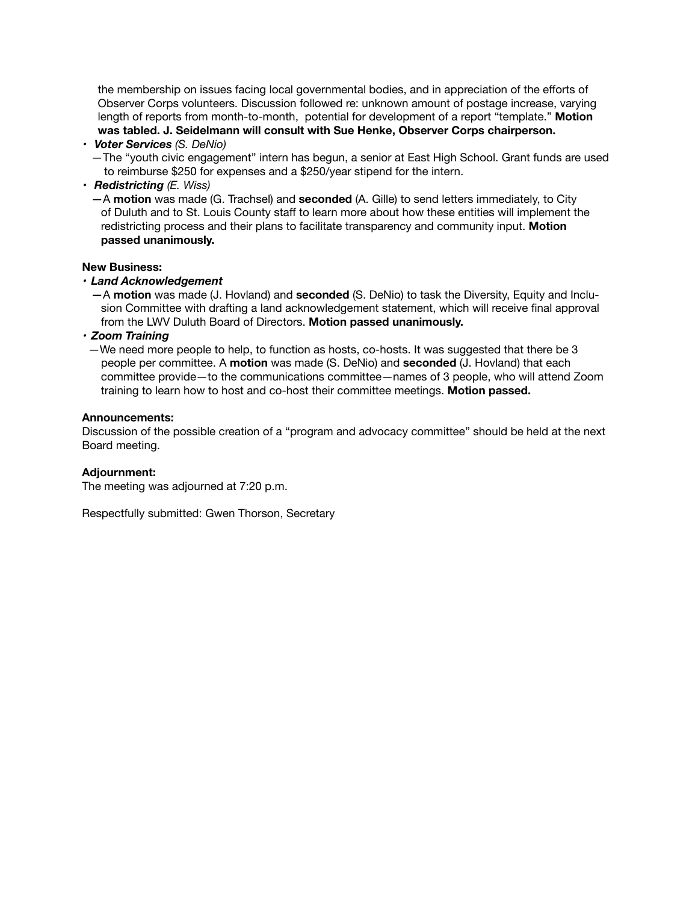the membership on issues facing local governmental bodies, and in appreciation of the efforts of Observer Corps volunteers. Discussion followed re: unknown amount of postage increase, varying length of reports from month-to-month, potential for development of a report "template." **Motion was tabled. J. Seidelmann will consult with Sue Henke, Observer Corps chairperson.**

- ***Voter Services*** *(S. DeNio)*
  —The "youth civic engagement" intern has begun, a senior at East High School. Grant funds are used to reimburse $250 for expenses and a $250/year stipend for the intern.
- ***Redistricting*** *(E. Wiss)*
  —A **motion** was made (G. Trachsel) and **seconded** (A. Gille) to send letters immediately, to City of Duluth and to St. Louis County staff to learn more about how these entities will implement the redistricting process and their plans to facilitate transparency and community input. **Motion passed unanimously.**

**New Business:**

- ***Land Acknowledgement***
  **—**A **motion** was made (J. Hovland) and **seconded** (S. DeNio) to task the Diversity, Equity and Inclusion Committee with drafting a land acknowledgement statement, which will receive final approval from the LWV Duluth Board of Directors. **Motion passed unanimously.**
- ***Zoom Training***
  —We need more people to help, to function as hosts, co-hosts. It was suggested that there be 3 people per committee. A **motion** was made (S. DeNio) and **seconded** (J. Hovland) that each committee provide—to the communications committee—names of 3 people, who will attend Zoom training to learn how to host and co-host their committee meetings. **Motion passed.**

**Announcements:**

Discussion of the possible creation of a "program and advocacy committee" should be held at the next Board meeting.

**Adjournment:**

The meeting was adjourned at 7:20 p.m.

Respectfully submitted: Gwen Thorson, Secretary